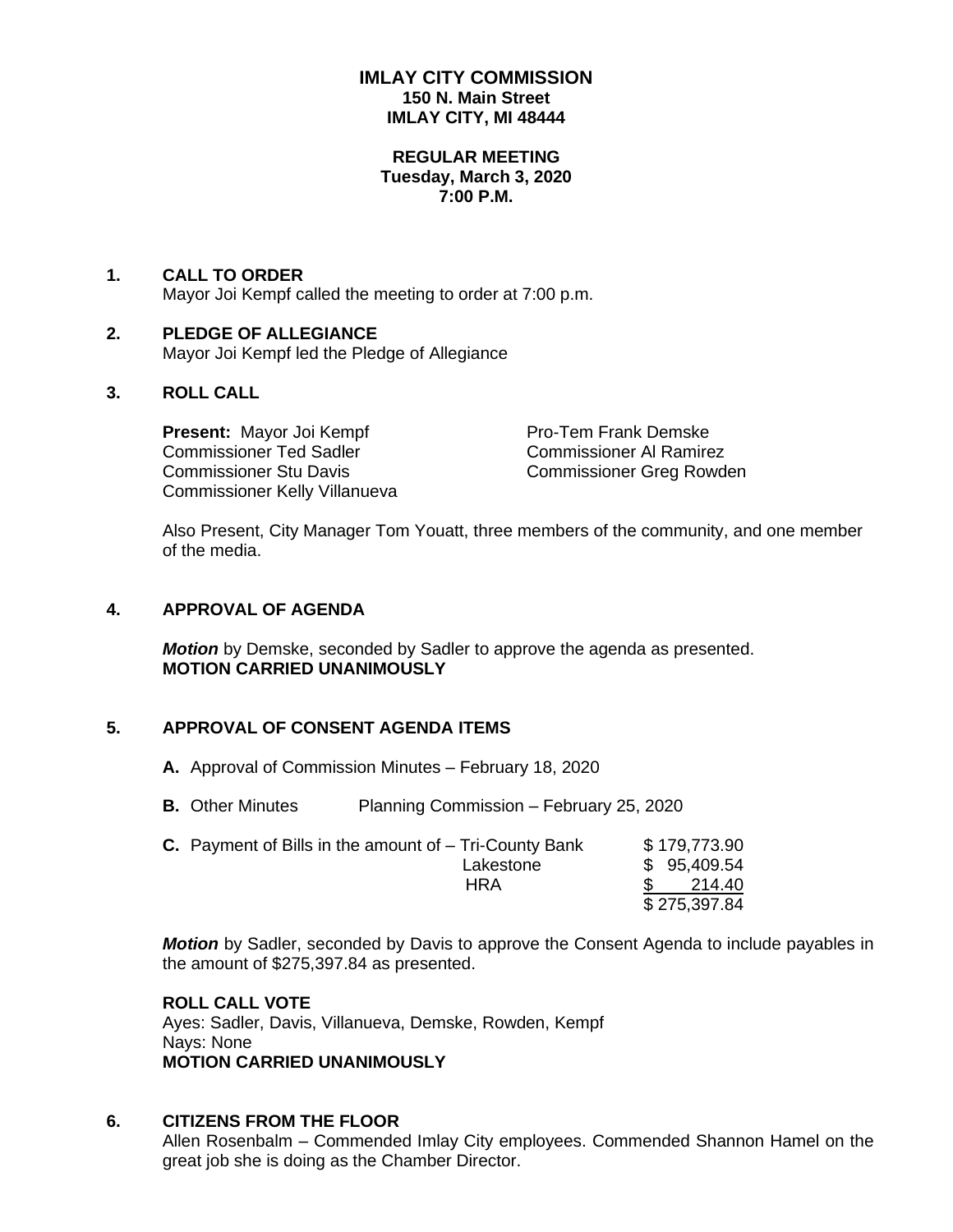# IMLAY CITY COMMISSION
**150 N. Main Street**
**IMLAY CITY, MI 48444**

**REGULAR MEETING**
**Tuesday, March 3, 2020**
**7:00 P.M.**

## 1. CALL TO ORDER

Mayor Joi Kempf called the meeting to order at 7:00 p.m.

## 2. PLEDGE OF ALLEGIANCE

Mayor Joi Kempf led the Pledge of Allegiance

## 3. ROLL CALL

**Present:** Mayor Joi Kempf
Pro-Tem Frank Demske
Commissioner Ted Sadler
Commissioner Al Ramirez
Commissioner Stu Davis
Commissioner Greg Rowden
Commissioner Kelly Villanueva

Also Present, City Manager Tom Youatt, three members of the community, and one member of the media.

## 4. APPROVAL OF AGENDA

***Motion*** by Demske, seconded by Sadler to approve the agenda as presented.
**MOTION CARRIED UNANIMOUSLY**

## 5. APPROVAL OF CONSENT AGENDA ITEMS

**A.** Approval of Commission Minutes – February 18, 2020

**B.** Other Minutes Planning Commission – February 25, 2020

**C.** Payment of Bills in the amount of –

| | |
|---|---|
| Tri-County Bank | $ 179,773.90 |
| Lakestone | $ 95,409.54 |
| HRA | $ 214.40 |
| | $ 275,397.84 |

***Motion*** by Sadler, seconded by Davis to approve the Consent Agenda to include payables in the amount of $275,397.84 as presented.

**ROLL CALL VOTE**
Ayes: Sadler, Davis, Villanueva, Demske, Rowden, Kempf
Nays: None
**MOTION CARRIED UNANIMOUSLY**

## 6. CITIZENS FROM THE FLOOR

Allen Rosenbalm – Commended Imlay City employees. Commended Shannon Hamel on the great job she is doing as the Chamber Director.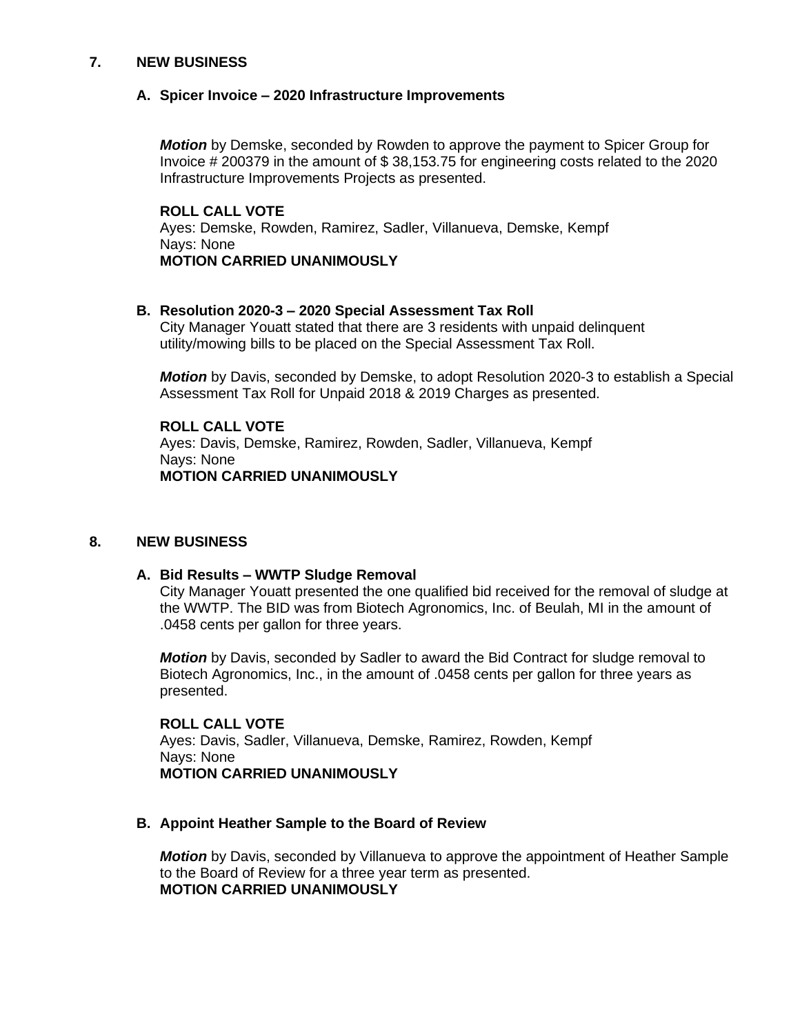## 7. NEW BUSINESS

### A. Spicer Invoice – 2020 Infrastructure Improvements

***Motion*** by Demske, seconded by Rowden to approve the payment to Spicer Group for Invoice # 200379 in the amount of $ 38,153.75 for engineering costs related to the 2020 Infrastructure Improvements Projects as presented.

**ROLL CALL VOTE**
Ayes: Demske, Rowden, Ramirez, Sadler, Villanueva, Demske, Kempf
Nays: None
**MOTION CARRIED UNANIMOUSLY**

### B. Resolution 2020-3 – 2020 Special Assessment Tax Roll

City Manager Youatt stated that there are 3 residents with unpaid delinquent utility/mowing bills to be placed on the Special Assessment Tax Roll.

***Motion*** by Davis, seconded by Demske, to adopt Resolution 2020-3 to establish a Special Assessment Tax Roll for Unpaid 2018 & 2019 Charges as presented.

**ROLL CALL VOTE**
Ayes: Davis, Demske, Ramirez, Rowden, Sadler, Villanueva, Kempf
Nays: None
**MOTION CARRIED UNANIMOUSLY**

## 8. NEW BUSINESS

### A. Bid Results – WWTP Sludge Removal

City Manager Youatt presented the one qualified bid received for the removal of sludge at the WWTP. The BID was from Biotech Agronomics, Inc. of Beulah, MI in the amount of .0458 cents per gallon for three years.

***Motion*** by Davis, seconded by Sadler to award the Bid Contract for sludge removal to Biotech Agronomics, Inc., in the amount of .0458 cents per gallon for three years as presented.

**ROLL CALL VOTE**
Ayes: Davis, Sadler, Villanueva, Demske, Ramirez, Rowden, Kempf
Nays: None
**MOTION CARRIED UNANIMOUSLY**

### B. Appoint Heather Sample to the Board of Review

***Motion*** by Davis, seconded by Villanueva to approve the appointment of Heather Sample to the Board of Review for a three year term as presented.
**MOTION CARRIED UNANIMOUSLY**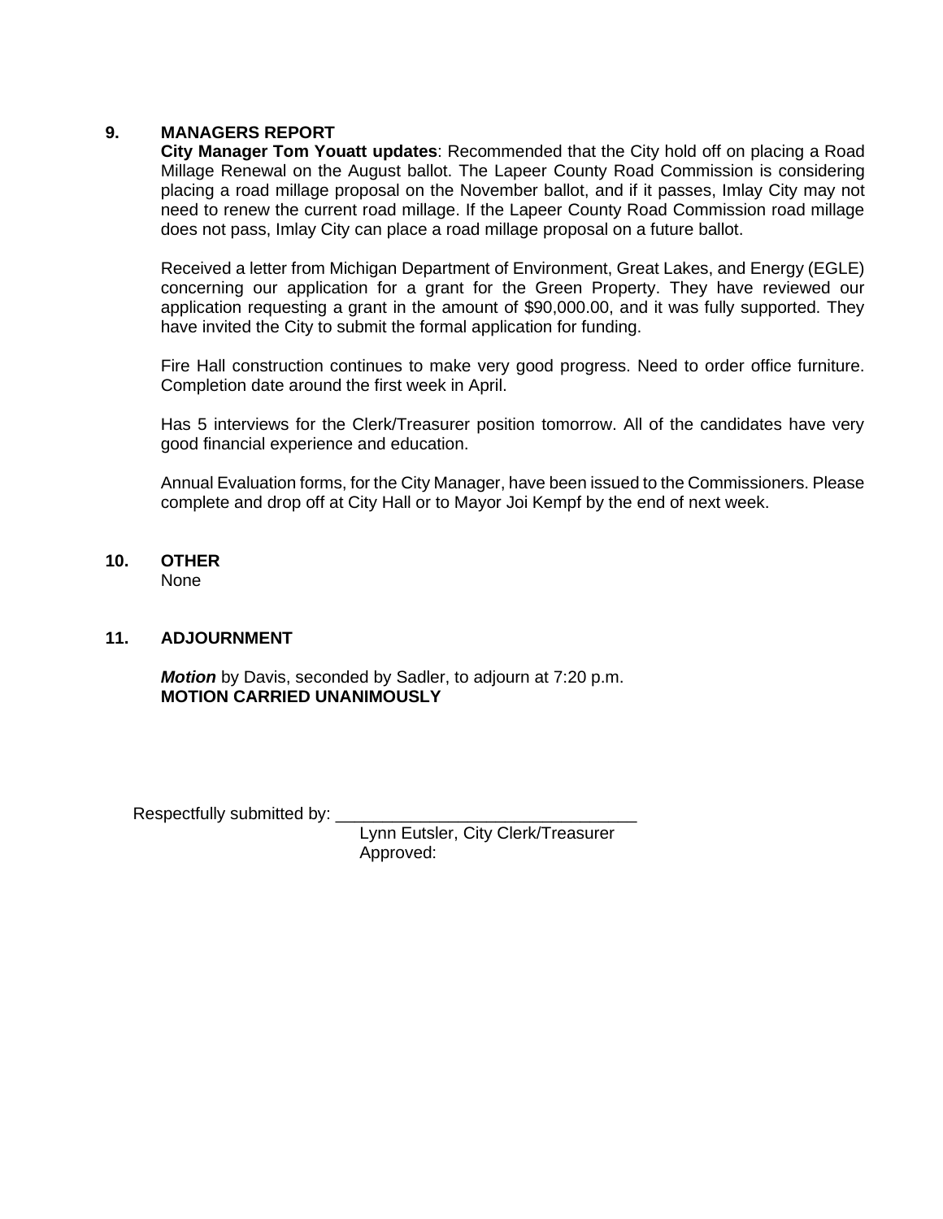## 9. MANAGERS REPORT

**City Manager Tom Youatt updates**: Recommended that the City hold off on placing a Road Millage Renewal on the August ballot. The Lapeer County Road Commission is considering placing a road millage proposal on the November ballot, and if it passes, Imlay City may not need to renew the current road millage. If the Lapeer County Road Commission road millage does not pass, Imlay City can place a road millage proposal on a future ballot.

Received a letter from Michigan Department of Environment, Great Lakes, and Energy (EGLE) concerning our application for a grant for the Green Property. They have reviewed our application requesting a grant in the amount of $90,000.00, and it was fully supported. They have invited the City to submit the formal application for funding.

Fire Hall construction continues to make very good progress. Need to order office furniture. Completion date around the first week in April.

Has 5 interviews for the Clerk/Treasurer position tomorrow. All of the candidates have very good financial experience and education.

Annual Evaluation forms, for the City Manager, have been issued to the Commissioners. Please complete and drop off at City Hall or to Mayor Joi Kempf by the end of next week.

## 10. OTHER

None

## 11. ADJOURNMENT

***Motion*** by Davis, seconded by Sadler, to adjourn at 7:20 p.m.
**MOTION CARRIED UNANIMOUSLY**

Respectfully submitted by: ________________________________

Lynn Eutsler, City Clerk/Treasurer
Approved: